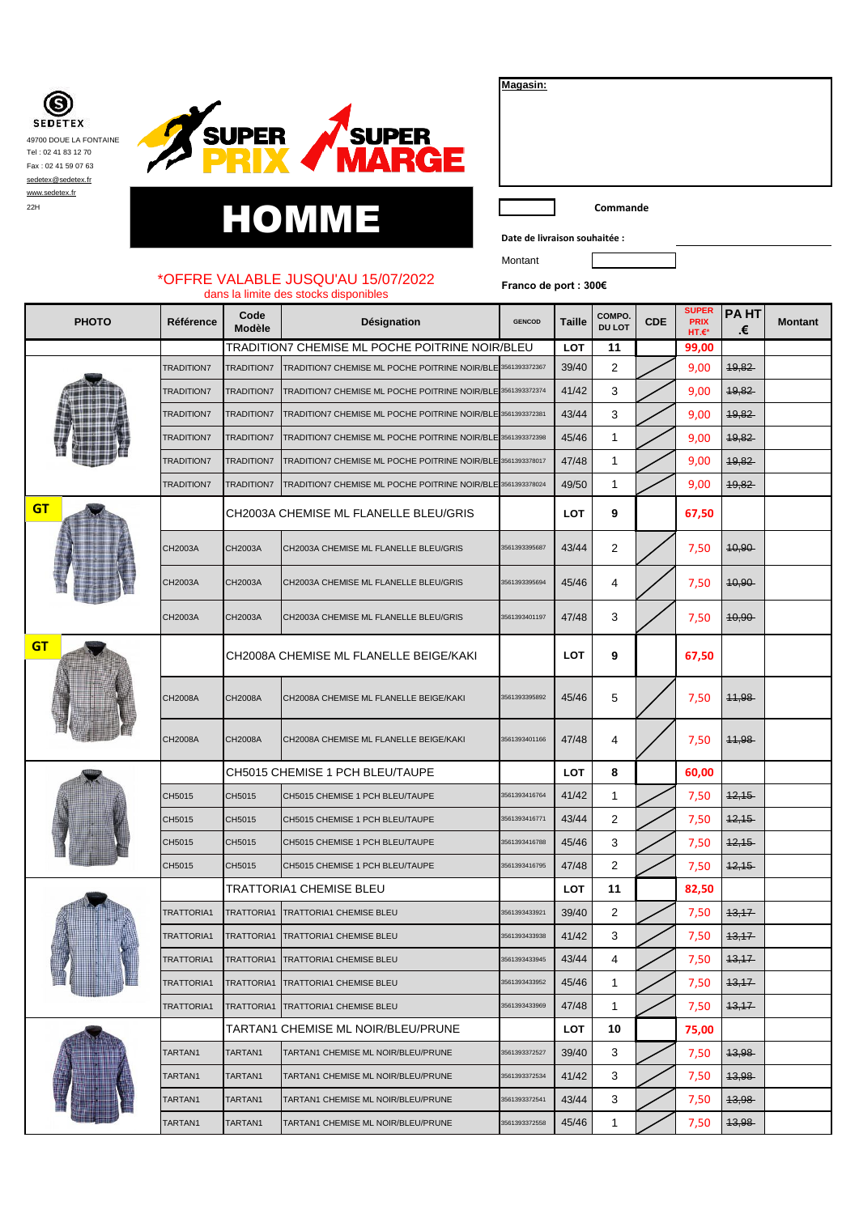SEDETEX

49700 DOUE LA FONTAINE

Tel : 02 41 83 12 70

Fax : 02 41 59 07 63

sedetex@sedetex.fr

www.sedetex.fr

22H

SUPER PRIX SUPER MARGE

# HOMME

*OFFRE VALABLE JUSQU'AU 15/07/2022

dans la limite des stocks disponibles

**Magasin:**

**Commande**

**Date de livraison souhaitée :**

Montant

**Franco de port : 300€**

| PHOTO | Référence | Code Modèle | Désignation | GENCOD | Taille | COMPO. DU LOT | CDE | SUPER PRIX HT.€* | PA HT .€ | Montant |
|---|---|---|---|---|---|---|---|---|---|---|
| | | | TRADITION7 CHEMISE ML POCHE POITRINE NOIR/BLEU | | LOT | 11 | | 99,00 | | |
| | TRADITION7 | TRADITION7 | TRADITION7 CHEMISE ML POCHE POITRINE NOIR/BLE | 3561393372367 | 39/40 | 2 | | 9,00 | ~~19,82~~ | |
| | TRADITION7 | TRADITION7 | TRADITION7 CHEMISE ML POCHE POITRINE NOIR/BLE | 3561393372374 | 41/42 | 3 | | 9,00 | ~~19,82~~ | |
| | TRADITION7 | TRADITION7 | TRADITION7 CHEMISE ML POCHE POITRINE NOIR/BLE | 3561393372381 | 43/44 | 3 | | 9,00 | ~~19,82~~ | |
| | TRADITION7 | TRADITION7 | TRADITION7 CHEMISE ML POCHE POITRINE NOIR/BLE | 3561393372398 | 45/46 | 1 | | 9,00 | ~~19,82~~ | |
| | TRADITION7 | TRADITION7 | TRADITION7 CHEMISE ML POCHE POITRINE NOIR/BLE | 3561393378017 | 47/48 | 1 | | 9,00 | ~~19,82~~ | |
| | TRADITION7 | TRADITION7 | TRADITION7 CHEMISE ML POCHE POITRINE NOIR/BLE | 3561393378024 | 49/50 | 1 | | 9,00 | ~~19,82~~ | |
| GT | | | CH2003A CHEMISE ML FLANELLE BLEU/GRIS | | LOT | 9 | | 67,50 | | |
| | CH2003A | CH2003A | CH2003A CHEMISE ML FLANELLE BLEU/GRIS | 3561393395687 | 43/44 | 2 | | 7,50 | ~~10,90~~ | |
| | CH2003A | CH2003A | CH2003A CHEMISE ML FLANELLE BLEU/GRIS | 3561393395694 | 45/46 | 4 | | 7,50 | ~~10,90~~ | |
| | CH2003A | CH2003A | CH2003A CHEMISE ML FLANELLE BLEU/GRIS | 3561393401197 | 47/48 | 3 | | 7,50 | ~~10,90~~ | |
| GT | | | CH2008A CHEMISE ML FLANELLE BEIGE/KAKI | | LOT | 9 | | 67,50 | | |
| | CH2008A | CH2008A | CH2008A CHEMISE ML FLANELLE BEIGE/KAKI | 3561393395892 | 45/46 | 5 | | 7,50 | ~~11,98~~ | |
| | CH2008A | CH2008A | CH2008A CHEMISE ML FLANELLE BEIGE/KAKI | 3561393401166 | 47/48 | 4 | | 7,50 | ~~11,98~~ | |
| | | | CH5015 CHEMISE 1 PCH BLEU/TAUPE | | LOT | 8 | | 60,00 | | |
| | CH5015 | CH5015 | CH5015 CHEMISE 1 PCH BLEU/TAUPE | 3561393416764 | 41/42 | 1 | | 7,50 | ~~12,15~~ | |
| | CH5015 | CH5015 | CH5015 CHEMISE 1 PCH BLEU/TAUPE | 3561393416771 | 43/44 | 2 | | 7,50 | ~~12,15~~ | |
| | CH5015 | CH5015 | CH5015 CHEMISE 1 PCH BLEU/TAUPE | 3561393416788 | 45/46 | 3 | | 7,50 | ~~12,15~~ | |
| | CH5015 | CH5015 | CH5015 CHEMISE 1 PCH BLEU/TAUPE | 3561393416795 | 47/48 | 2 | | 7,50 | ~~12,15~~ | |
| | | | TRATTORIA1 CHEMISE BLEU | | LOT | 11 | | 82,50 | | |
| | TRATTORIA1 | TRATTORIA1 | TRATTORIA1 CHEMISE BLEU | 3561393433921 | 39/40 | 2 | | 7,50 | ~~13,17~~ | |
| | TRATTORIA1 | TRATTORIA1 | TRATTORIA1 CHEMISE BLEU | 3561393433938 | 41/42 | 3 | | 7,50 | ~~13,17~~ | |
| | TRATTORIA1 | TRATTORIA1 | TRATTORIA1 CHEMISE BLEU | 3561393433945 | 43/44 | 4 | | 7,50 | ~~13,17~~ | |
| | TRATTORIA1 | TRATTORIA1 | TRATTORIA1 CHEMISE BLEU | 3561393433952 | 45/46 | 1 | | 7,50 | ~~13,17~~ | |
| | TRATTORIA1 | TRATTORIA1 | TRATTORIA1 CHEMISE BLEU | 3561393433969 | 47/48 | 1 | | 7,50 | ~~13,17~~ | |
| | | | TARTAN1 CHEMISE ML NOIR/BLEU/PRUNE | | LOT | 10 | | 75,00 | | |
| | TARTAN1 | TARTAN1 | TARTAN1 CHEMISE ML NOIR/BLEU/PRUNE | 3561393372527 | 39/40 | 3 | | 7,50 | ~~13,98~~ | |
| | TARTAN1 | TARTAN1 | TARTAN1 CHEMISE ML NOIR/BLEU/PRUNE | 3561393372534 | 41/42 | 3 | | 7,50 | ~~13,98~~ | |
| | TARTAN1 | TARTAN1 | TARTAN1 CHEMISE ML NOIR/BLEU/PRUNE | 3561393372541 | 43/44 | 3 | | 7,50 | ~~13,98~~ | |
| | TARTAN1 | TARTAN1 | TARTAN1 CHEMISE ML NOIR/BLEU/PRUNE | 3561393372558 | 45/46 | 1 | | 7,50 | ~~13,98~~ | |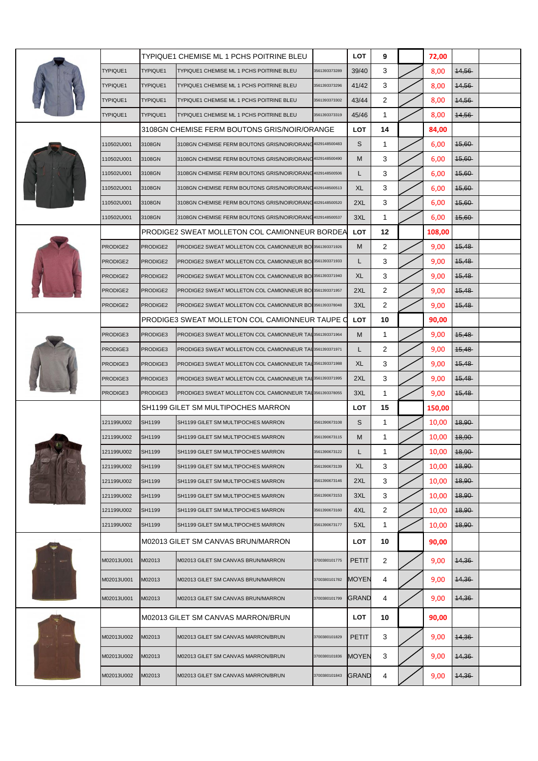| | | | | | | | | | |
|---|---|---|---|---|---|---|---|---|---|
| | | TYPIQUE1 CHEMISE ML 1 PCHS POITRINE BLEU | | LOT | 9 | | 72,00 | | |
| | TYPIQUE1 | TYPIQUE1 | TYPIQUE1 CHEMISE ML 1 PCHS POITRINE BLEU | 3561393373289 | 39/40 | 3 | | 8,00 | ~~14,56~~ |
| | TYPIQUE1 | TYPIQUE1 | TYPIQUE1 CHEMISE ML 1 PCHS POITRINE BLEU | 3561393373296 | 41/42 | 3 | | 8,00 | ~~14,56~~ |
| | TYPIQUE1 | TYPIQUE1 | TYPIQUE1 CHEMISE ML 1 PCHS POITRINE BLEU | 3561393373302 | 43/44 | 2 | | 8,00 | ~~14,56~~ |
| | TYPIQUE1 | TYPIQUE1 | TYPIQUE1 CHEMISE ML 1 PCHS POITRINE BLEU | 3561393373319 | 45/46 | 1 | | 8,00 | ~~14,56~~ |
| | | 3108GN CHEMISE FERM BOUTONS GRIS/NOIR/ORANGE | | LOT | 14 | | 84,00 | | |
| | 110502U001 | 3108GN | 3108GN CHEMISE FERM BOUTONS GRIS/NOIR/ORANG | 4029148500483 | S | 1 | | 6,00 | ~~15,60~~ |
| | 110502U001 | 3108GN | 3108GN CHEMISE FERM BOUTONS GRIS/NOIR/ORANG | 4029148500490 | M | 3 | | 6,00 | ~~15,60~~ |
| | 110502U001 | 3108GN | 3108GN CHEMISE FERM BOUTONS GRIS/NOIR/ORANG | 4029148500506 | L | 3 | | 6,00 | ~~15,60~~ |
| | 110502U001 | 3108GN | 3108GN CHEMISE FERM BOUTONS GRIS/NOIR/ORANG | 4029148500513 | XL | 3 | | 6,00 | ~~15,60~~ |
| | 110502U001 | 3108GN | 3108GN CHEMISE FERM BOUTONS GRIS/NOIR/ORANG | 4029148500520 | 2XL | 3 | | 6,00 | ~~15,60~~ |
| | 110502U001 | 3108GN | 3108GN CHEMISE FERM BOUTONS GRIS/NOIR/ORANG | 4029148500537 | 3XL | 1 | | 6,00 | ~~15,60~~ |
| | | PRODIGE2 SWEAT MOLLETON COL CAMIONNEUR BORDEA | | LOT | 12 | | 108,00 | | |
| | PRODIGE2 | PRODIGE2 | PRODIGE2 SWEAT MOLLETON COL CAMIONNEUR BO | 3561393371926 | M | 2 | | 9,00 | ~~15,48~~ |
| | PRODIGE2 | PRODIGE2 | PRODIGE2 SWEAT MOLLETON COL CAMIONNEUR BO | 3561393371933 | L | 3 | | 9,00 | ~~15,48~~ |
| | PRODIGE2 | PRODIGE2 | PRODIGE2 SWEAT MOLLETON COL CAMIONNEUR BO | 3561393371940 | XL | 3 | | 9,00 | ~~15,48~~ |
| | PRODIGE2 | PRODIGE2 | PRODIGE2 SWEAT MOLLETON COL CAMIONNEUR BO | 3561393371957 | 2XL | 2 | | 9,00 | ~~15,48~~ |
| | PRODIGE2 | PRODIGE2 | PRODIGE2 SWEAT MOLLETON COL CAMIONNEUR BO | 3561393378048 | 3XL | 2 | | 9,00 | ~~15,48~~ |
| | | PRODIGE3 SWEAT MOLLETON COL CAMIONNEUR TAUPE C | | LOT | 10 | | 90,00 | | |
| | PRODIGE3 | PRODIGE3 | PRODIGE3 SWEAT MOLLETON COL CAMIONNEUR TAU | 3561393371964 | M | 1 | | 9,00 | ~~15,48~~ |
| | PRODIGE3 | PRODIGE3 | PRODIGE3 SWEAT MOLLETON COL CAMIONNEUR TAU | 3561393371971 | L | 2 | | 9,00 | ~~15,48~~ |
| | PRODIGE3 | PRODIGE3 | PRODIGE3 SWEAT MOLLETON COL CAMIONNEUR TAU | 3561393371988 | XL | 3 | | 9,00 | ~~15,48~~ |
| | PRODIGE3 | PRODIGE3 | PRODIGE3 SWEAT MOLLETON COL CAMIONNEUR TAU | 3561393371995 | 2XL | 3 | | 9,00 | ~~15,48~~ |
| | PRODIGE3 | PRODIGE3 | PRODIGE3 SWEAT MOLLETON COL CAMIONNEUR TAU | 3561393378055 | 3XL | 1 | | 9,00 | ~~15,48~~ |
| | | SH1199 GILET SM MULTIPOCHES MARRON | | LOT | 15 | | 150,00 | | |
| | 121199U002 | SH1199 | SH1199 GILET SM MULTIPOCHES MARRON | 3561390673108 | S | 1 | | 10,00 | ~~18,90~~ |
| | 121199U002 | SH1199 | SH1199 GILET SM MULTIPOCHES MARRON | 3561390673115 | M | 1 | | 10,00 | ~~18,90~~ |
| | 121199U002 | SH1199 | SH1199 GILET SM MULTIPOCHES MARRON | 3561390673122 | L | 1 | | 10,00 | ~~18,90~~ |
| | 121199U002 | SH1199 | SH1199 GILET SM MULTIPOCHES MARRON | 3561390673139 | XL | 3 | | 10,00 | ~~18,90~~ |
| | 121199U002 | SH1199 | SH1199 GILET SM MULTIPOCHES MARRON | 3561390673146 | 2XL | 3 | | 10,00 | ~~18,90~~ |
| | 121199U002 | SH1199 | SH1199 GILET SM MULTIPOCHES MARRON | 3561390673153 | 3XL | 3 | | 10,00 | ~~18,90~~ |
| | 121199U002 | SH1199 | SH1199 GILET SM MULTIPOCHES MARRON | 3561390673160 | 4XL | 2 | | 10,00 | ~~18,90~~ |
| | 121199U002 | SH1199 | SH1199 GILET SM MULTIPOCHES MARRON | 3561390673177 | 5XL | 1 | | 10,00 | ~~18,90~~ |
| | | M02013 GILET SM CANVAS BRUN/MARRON | | LOT | 10 | | 90,00 | | |
| | M02013U001 | M02013 | M02013 GILET SM CANVAS BRUN/MARRON | 3700380101775 | PETIT | 2 | | 9,00 | ~~14,36~~ |
| | M02013U001 | M02013 | M02013 GILET SM CANVAS BRUN/MARRON | 3700380101782 | MOYEN | 4 | | 9,00 | ~~14,36~~ |
| | M02013U001 | M02013 | M02013 GILET SM CANVAS BRUN/MARRON | 3700380101799 | GRAND | 4 | | 9,00 | ~~14,36~~ |
| | | M02013 GILET SM CANVAS MARRON/BRUN | | LOT | 10 | | 90,00 | | |
| | M02013U002 | M02013 | M02013 GILET SM CANVAS MARRON/BRUN | 3700380101829 | PETIT | 3 | | 9,00 | ~~14,36~~ |
| | M02013U002 | M02013 | M02013 GILET SM CANVAS MARRON/BRUN | 3700380101836 | MOYEN | 3 | | 9,00 | ~~14,36~~ |
| | M02013U002 | M02013 | M02013 GILET SM CANVAS MARRON/BRUN | 3700380101843 | GRAND | 4 | | 9,00 | ~~14,36~~ |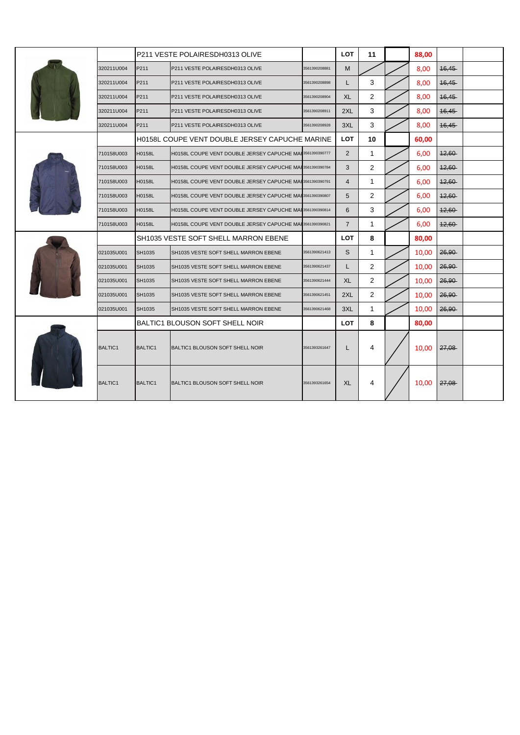| | | | | | | | | | | |
|---|---|---|---|---|---|---|---|---|---|---|
| | | P211 VESTE POLAIRESDH0313 OLIVE | | | LOT | 11 | | 88,00 | | |
| | 320211U004 | P211 | P211 VESTE POLAIRESDH0313 OLIVE | 3561390208881 | M | | | 8,00 | ~~16,45~~ | |
| | 320211U004 | P211 | P211 VESTE POLAIRESDH0313 OLIVE | 3561390208898 | L | 3 | | 8,00 | ~~16,45~~ | |
| | 320211U004 | P211 | P211 VESTE POLAIRESDH0313 OLIVE | 3561390208904 | XL | 2 | | 8,00 | ~~16,45~~ | |
| | 320211U004 | P211 | P211 VESTE POLAIRESDH0313 OLIVE | 3561390208911 | 2XL | 3 | | 8,00 | ~~16,45~~ | |
| | 320211U004 | P211 | P211 VESTE POLAIRESDH0313 OLIVE | 3561390208928 | 3XL | 3 | | 8,00 | ~~16,45~~ | |
| | | H0158L COUPE VENT DOUBLE JERSEY CAPUCHE MARINE | | | LOT | 10 | | 60,00 | | |
| | 710158U003 | H0158L | H0158L COUPE VENT DOUBLE JERSEY CAPUCHE MAI | 3561390390777 | 2 | 1 | | 6,00 | ~~12,60~~ | |
| | 710158U003 | H0158L | H0158L COUPE VENT DOUBLE JERSEY CAPUCHE MAI | 3561390390784 | 3 | 2 | | 6,00 | ~~12,60~~ | |
| | 710158U003 | H0158L | H0158L COUPE VENT DOUBLE JERSEY CAPUCHE MAI | 3561390390791 | 4 | 1 | | 6,00 | ~~12,60~~ | |
| | 710158U003 | H0158L | H0158L COUPE VENT DOUBLE JERSEY CAPUCHE MAI | 3561390390807 | 5 | 2 | | 6,00 | ~~12,60~~ | |
| | 710158U003 | H0158L | H0158L COUPE VENT DOUBLE JERSEY CAPUCHE MAI | 3561390390814 | 6 | 3 | | 6,00 | ~~12,60~~ | |
| | 710158U003 | H0158L | H0158L COUPE VENT DOUBLE JERSEY CAPUCHE MAI | 3561390390821 | 7 | 1 | | 6,00 | ~~12,60~~ | |
| | | SH1035 VESTE SOFT SHELL MARRON EBENE | | | LOT | 8 | | 80,00 | | |
| | 021035U001 | SH1035 | SH1035 VESTE SOFT SHELL MARRON EBENE | 3561390621413 | S | 1 | | 10,00 | ~~26,90~~ | |
| | 021035U001 | SH1035 | SH1035 VESTE SOFT SHELL MARRON EBENE | 3561390621437 | L | 2 | | 10,00 | ~~26,90~~ | |
| | 021035U001 | SH1035 | SH1035 VESTE SOFT SHELL MARRON EBENE | 3561390621444 | XL | 2 | | 10,00 | ~~26,90~~ | |
| | 021035U001 | SH1035 | SH1035 VESTE SOFT SHELL MARRON EBENE | 3561390621451 | 2XL | 2 | | 10,00 | ~~26,90~~ | |
| | 021035U001 | SH1035 | SH1035 VESTE SOFT SHELL MARRON EBENE | 3561390621468 | 3XL | 1 | | 10,00 | ~~26,90~~ | |
| | | BALTIC1 BLOUSON SOFT SHELL NOIR | | | LOT | 8 | | 80,00 | | |
| | BALTIC1 | BALTIC1 | BALTIC1 BLOUSON SOFT SHELL NOIR | 3561393261647 | L | 4 | | 10,00 | ~~27,08~~ | |
| | BALTIC1 | BALTIC1 | BALTIC1 BLOUSON SOFT SHELL NOIR | 3561393261654 | XL | 4 | | 10,00 | ~~27,08~~ | |